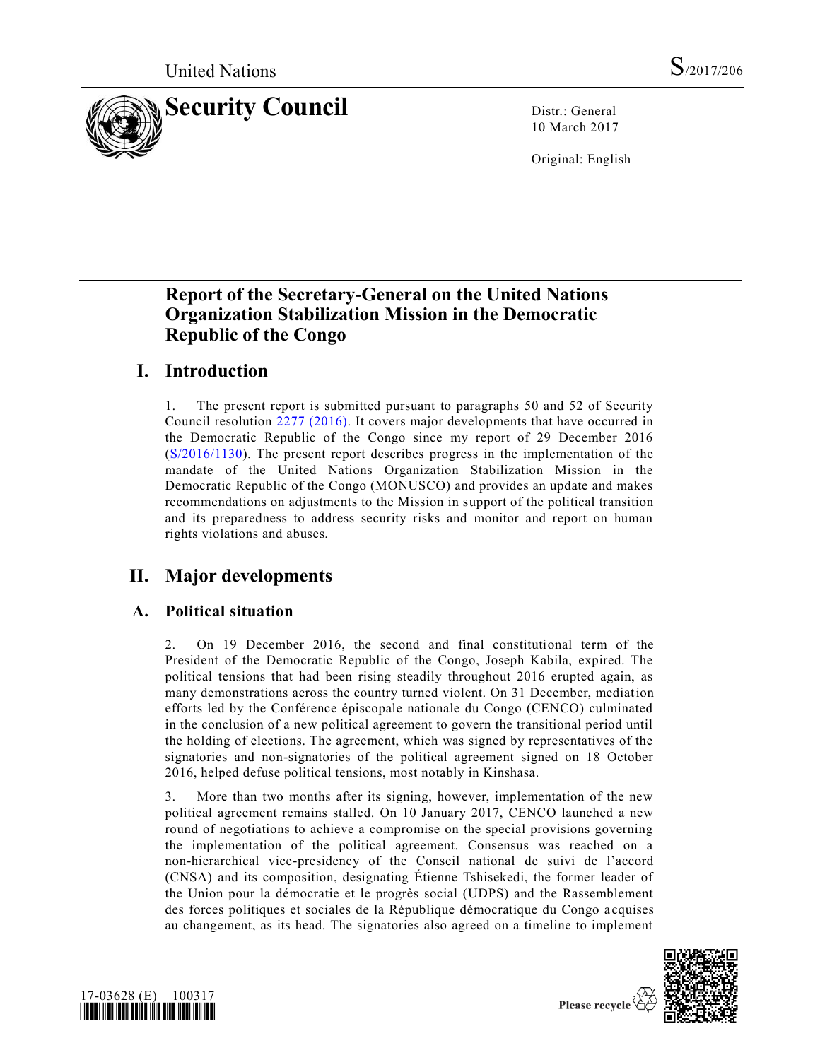United Nations S/2017/206

# Security Council

Distr.: General
10 March 2017

Original: English

## Report of the Secretary-General on the United Nations Organization Stabilization Mission in the Democratic Republic of the Congo

## I. Introduction

1. The present report is submitted pursuant to paragraphs 50 and 52 of Security Council resolution 2277 (2016). It covers major developments that have occurred in the Democratic Republic of the Congo since my report of 29 December 2016 (S/2016/1130). The present report describes progress in the implementation of the mandate of the United Nations Organization Stabilization Mission in the Democratic Republic of the Congo (MONUSCO) and provides an update and makes recommendations on adjustments to the Mission in support of the political transition and its preparedness to address security risks and monitor and report on human rights violations and abuses.

## II. Major developments

### A. Political situation

2. On 19 December 2016, the second and final constitutional term of the President of the Democratic Republic of the Congo, Joseph Kabila, expired. The political tensions that had been rising steadily throughout 2016 erupted again, as many demonstrations across the country turned violent. On 31 December, mediation efforts led by the Conférence épiscopale nationale du Congo (CENCO) culminated in the conclusion of a new political agreement to govern the transitional period until the holding of elections. The agreement, which was signed by representatives of the signatories and non-signatories of the political agreement signed on 18 October 2016, helped defuse political tensions, most notably in Kinshasa.

3. More than two months after its signing, however, implementation of the new political agreement remains stalled. On 10 January 2017, CENCO launched a new round of negotiations to achieve a compromise on the special provisions governing the implementation of the political agreement. Consensus was reached on a non-hierarchical vice-presidency of the Conseil national de suivi de l'accord (CNSA) and its composition, designating Étienne Tshisekedi, the former leader of the Union pour la démocratie et le progrès social (UDPS) and the Rassemblement des forces politiques et sociales de la République démocratique du Congo acquises au changement, as its head. The signatories also agreed on a timeline to implement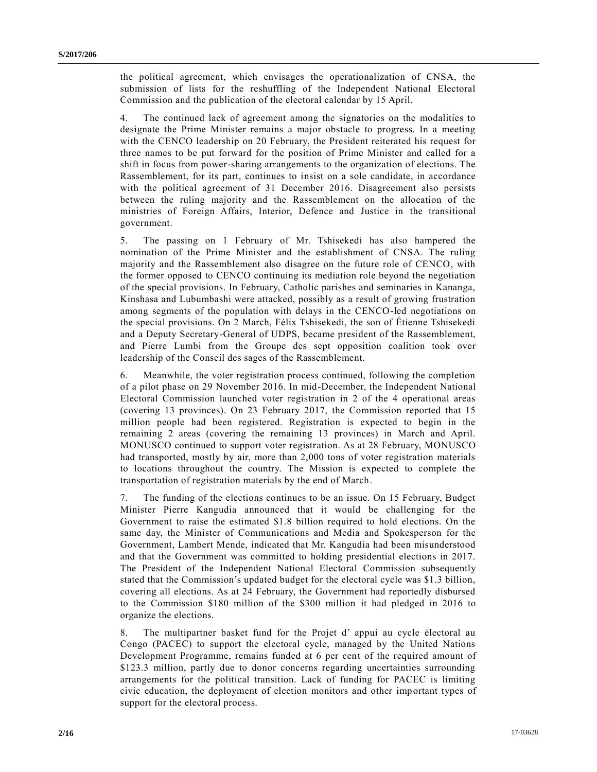the political agreement, which envisages the operationalization of CNSA, the submission of lists for the reshuffling of the Independent National Electoral Commission and the publication of the electoral calendar by 15 April.

4. The continued lack of agreement among the signatories on the modalities to designate the Prime Minister remains a major obstacle to progress. In a meeting with the CENCO leadership on 20 February, the President reiterated his request for three names to be put forward for the position of Prime Minister and called for a shift in focus from power-sharing arrangements to the organization of elections. The Rassemblement, for its part, continues to insist on a sole candidate, in accordance with the political agreement of 31 December 2016. Disagreement also persists between the ruling majority and the Rassemblement on the allocation of the ministries of Foreign Affairs, Interior, Defence and Justice in the transitional government.

5. The passing on 1 February of Mr. Tshisekedi has also hampered the nomination of the Prime Minister and the establishment of CNSA. The ruling majority and the Rassemblement also disagree on the future role of CENCO, with the former opposed to CENCO continuing its mediation role beyond the negotiation of the special provisions. In February, Catholic parishes and seminaries in Kananga, Kinshasa and Lubumbashi were attacked, possibly as a result of growing frustration among segments of the population with delays in the CENCO-led negotiations on the special provisions. On 2 March, Félix Tshisekedi, the son of Étienne Tshisekedi and a Deputy Secretary-General of UDPS, became president of the Rassemblement, and Pierre Lumbi from the Groupe des sept opposition coalition took over leadership of the Conseil des sages of the Rassemblement.

6. Meanwhile, the voter registration process continued, following the completion of a pilot phase on 29 November 2016. In mid-December, the Independent National Electoral Commission launched voter registration in 2 of the 4 operational areas (covering 13 provinces). On 23 February 2017, the Commission reported that 15 million people had been registered. Registration is expected to begin in the remaining 2 areas (covering the remaining 13 provinces) in March and April. MONUSCO continued to support voter registration. As at 28 February, MONUSCO had transported, mostly by air, more than 2,000 tons of voter registration materials to locations throughout the country. The Mission is expected to complete the transportation of registration materials by the end of March.

7. The funding of the elections continues to be an issue. On 15 February, Budget Minister Pierre Kangudia announced that it would be challenging for the Government to raise the estimated $1.8 billion required to hold elections. On the same day, the Minister of Communications and Media and Spokesperson for the Government, Lambert Mende, indicated that Mr. Kangudia had been misunderstood and that the Government was committed to holding presidential elections in 2017. The President of the Independent National Electoral Commission subsequently stated that the Commission's updated budget for the electoral cycle was $1.3 billion, covering all elections. As at 24 February, the Government had reportedly disbursed to the Commission $180 million of the $300 million it had pledged in 2016 to organize the elections.

8. The multipartner basket fund for the Projet d' appui au cycle électoral au Congo (PACEC) to support the electoral cycle, managed by the United Nations Development Programme, remains funded at 6 per cent of the required amount of $123.3 million, partly due to donor concerns regarding uncertainties surrounding arrangements for the political transition. Lack of funding for PACEC is limiting civic education, the deployment of election monitors and other important types of support for the electoral process.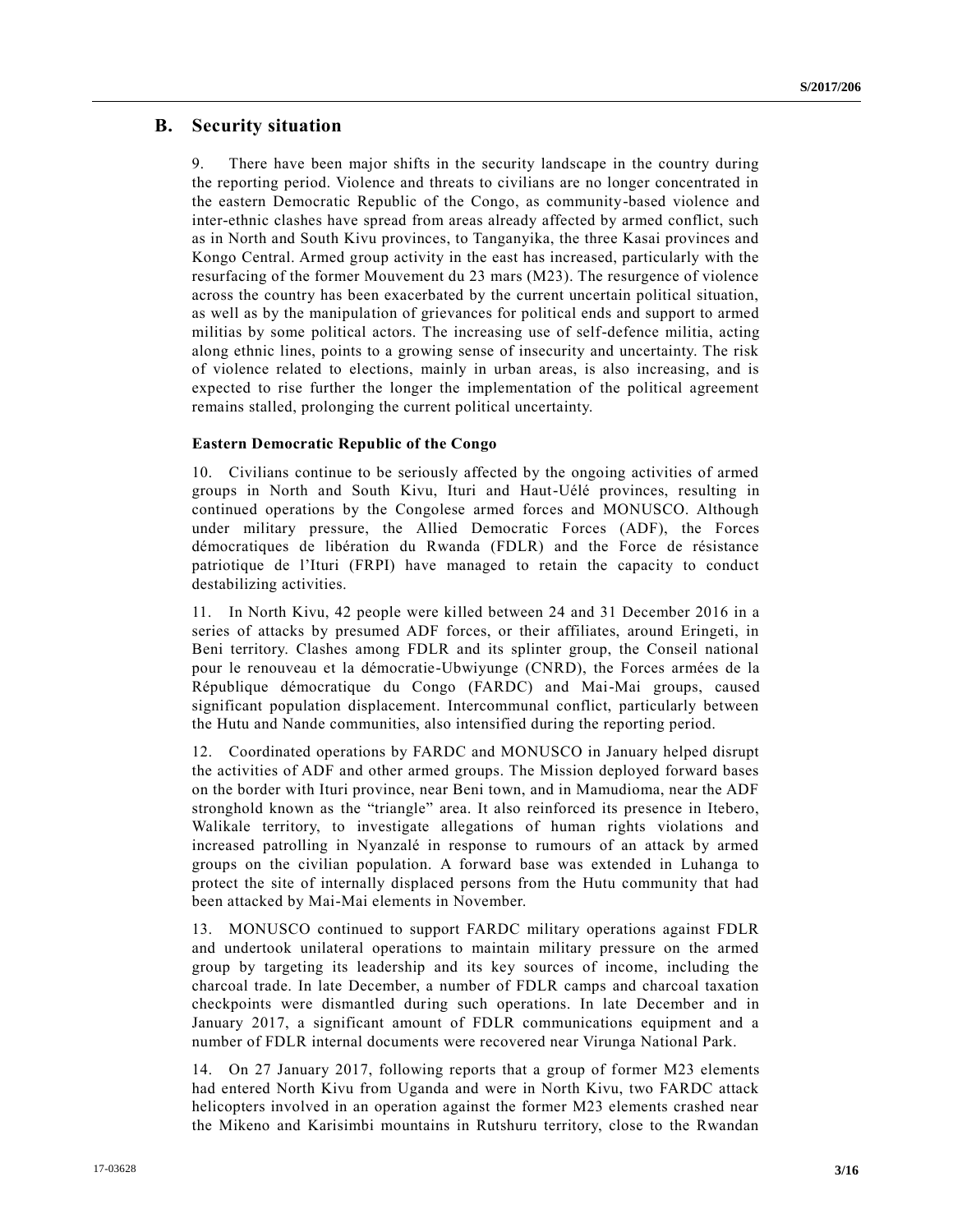## B. Security situation

9. There have been major shifts in the security landscape in the country during the reporting period. Violence and threats to civilians are no longer concentrated in the eastern Democratic Republic of the Congo, as community-based violence and inter-ethnic clashes have spread from areas already affected by armed conflict, such as in North and South Kivu provinces, to Tanganyika, the three Kasai provinces and Kongo Central. Armed group activity in the east has increased, particularly with the resurfacing of the former Mouvement du 23 mars (M23). The resurgence of violence across the country has been exacerbated by the current uncertain political situation, as well as by the manipulation of grievances for political ends and support to armed militias by some political actors. The increasing use of self-defence militia, acting along ethnic lines, points to a growing sense of insecurity and uncertainty. The risk of violence related to elections, mainly in urban areas, is also increasing, and is expected to rise further the longer the implementation of the political agreement remains stalled, prolonging the current political uncertainty.

### Eastern Democratic Republic of the Congo

10. Civilians continue to be seriously affected by the ongoing activities of armed groups in North and South Kivu, Ituri and Haut-Uélé provinces, resulting in continued operations by the Congolese armed forces and MONUSCO. Although under military pressure, the Allied Democratic Forces (ADF), the Forces démocratiques de libération du Rwanda (FDLR) and the Force de résistance patriotique de l'Ituri (FRPI) have managed to retain the capacity to conduct destabilizing activities.

11. In North Kivu, 42 people were killed between 24 and 31 December 2016 in a series of attacks by presumed ADF forces, or their affiliates, around Eringeti, in Beni territory. Clashes among FDLR and its splinter group, the Conseil national pour le renouveau et la démocratie-Ubwiyunge (CNRD), the Forces armées de la République démocratique du Congo (FARDC) and Mai-Mai groups, caused significant population displacement. Intercommunal conflict, particularly between the Hutu and Nande communities, also intensified during the reporting period.

12. Coordinated operations by FARDC and MONUSCO in January helped disrupt the activities of ADF and other armed groups. The Mission deployed forward bases on the border with Ituri province, near Beni town, and in Mamudioma, near the ADF stronghold known as the "triangle" area. It also reinforced its presence in Itebero, Walikale territory, to investigate allegations of human rights violations and increased patrolling in Nyanzalé in response to rumours of an attack by armed groups on the civilian population. A forward base was extended in Luhanga to protect the site of internally displaced persons from the Hutu community that had been attacked by Mai-Mai elements in November.

13. MONUSCO continued to support FARDC military operations against FDLR and undertook unilateral operations to maintain military pressure on the armed group by targeting its leadership and its key sources of income, including the charcoal trade. In late December, a number of FDLR camps and charcoal taxation checkpoints were dismantled during such operations. In late December and in January 2017, a significant amount of FDLR communications equipment and a number of FDLR internal documents were recovered near Virunga National Park.

14. On 27 January 2017, following reports that a group of former M23 elements had entered North Kivu from Uganda and were in North Kivu, two FARDC attack helicopters involved in an operation against the former M23 elements crashed near the Mikeno and Karisimbi mountains in Rutshuru territory, close to the Rwandan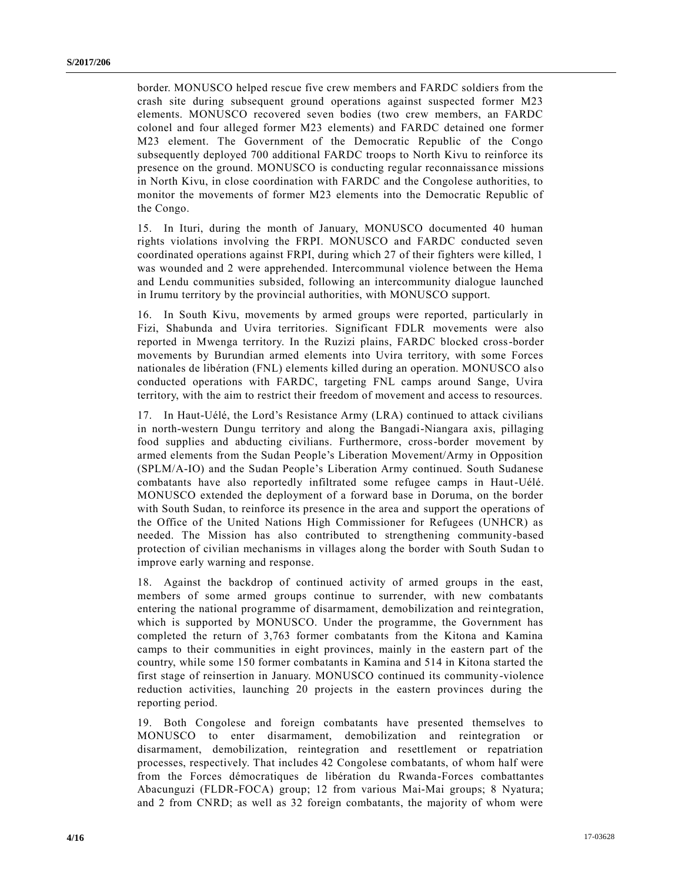border. MONUSCO helped rescue five crew members and FARDC soldiers from the crash site during subsequent ground operations against suspected former M23 elements. MONUSCO recovered seven bodies (two crew members, an FARDC colonel and four alleged former M23 elements) and FARDC detained one former M23 element. The Government of the Democratic Republic of the Congo subsequently deployed 700 additional FARDC troops to North Kivu to reinforce its presence on the ground. MONUSCO is conducting regular reconnaissance missions in North Kivu, in close coordination with FARDC and the Congolese authorities, to monitor the movements of former M23 elements into the Democratic Republic of the Congo.

15. In Ituri, during the month of January, MONUSCO documented 40 human rights violations involving the FRPI. MONUSCO and FARDC conducted seven coordinated operations against FRPI, during which 27 of their fighters were killed, 1 was wounded and 2 were apprehended. Intercommunal violence between the Hema and Lendu communities subsided, following an intercommunity dialogue launched in Irumu territory by the provincial authorities, with MONUSCO support.

16. In South Kivu, movements by armed groups were reported, particularly in Fizi, Shabunda and Uvira territories. Significant FDLR movements were also reported in Mwenga territory. In the Ruzizi plains, FARDC blocked cross-border movements by Burundian armed elements into Uvira territory, with some Forces nationales de libération (FNL) elements killed during an operation. MONUSCO also conducted operations with FARDC, targeting FNL camps around Sange, Uvira territory, with the aim to restrict their freedom of movement and access to resources.

17. In Haut-Uélé, the Lord's Resistance Army (LRA) continued to attack civilians in north-western Dungu territory and along the Bangadi-Niangara axis, pillaging food supplies and abducting civilians. Furthermore, cross-border movement by armed elements from the Sudan People's Liberation Movement/Army in Opposition (SPLM/A-IO) and the Sudan People's Liberation Army continued. South Sudanese combatants have also reportedly infiltrated some refugee camps in Haut-Uélé. MONUSCO extended the deployment of a forward base in Doruma, on the border with South Sudan, to reinforce its presence in the area and support the operations of the Office of the United Nations High Commissioner for Refugees (UNHCR) as needed. The Mission has also contributed to strengthening community-based protection of civilian mechanisms in villages along the border with South Sudan to improve early warning and response.

18. Against the backdrop of continued activity of armed groups in the east, members of some armed groups continue to surrender, with new combatants entering the national programme of disarmament, demobilization and reintegration, which is supported by MONUSCO. Under the programme, the Government has completed the return of 3,763 former combatants from the Kitona and Kamina camps to their communities in eight provinces, mainly in the eastern part of the country, while some 150 former combatants in Kamina and 514 in Kitona started the first stage of reinsertion in January. MONUSCO continued its community-violence reduction activities, launching 20 projects in the eastern provinces during the reporting period.

19. Both Congolese and foreign combatants have presented themselves to MONUSCO to enter disarmament, demobilization and reintegration or disarmament, demobilization, reintegration and resettlement or repatriation processes, respectively. That includes 42 Congolese combatants, of whom half were from the Forces démocratiques de libération du Rwanda-Forces combattantes Abacunguzi (FLDR-FOCA) group; 12 from various Mai-Mai groups; 8 Nyatura; and 2 from CNRD; as well as 32 foreign combatants, the majority of whom were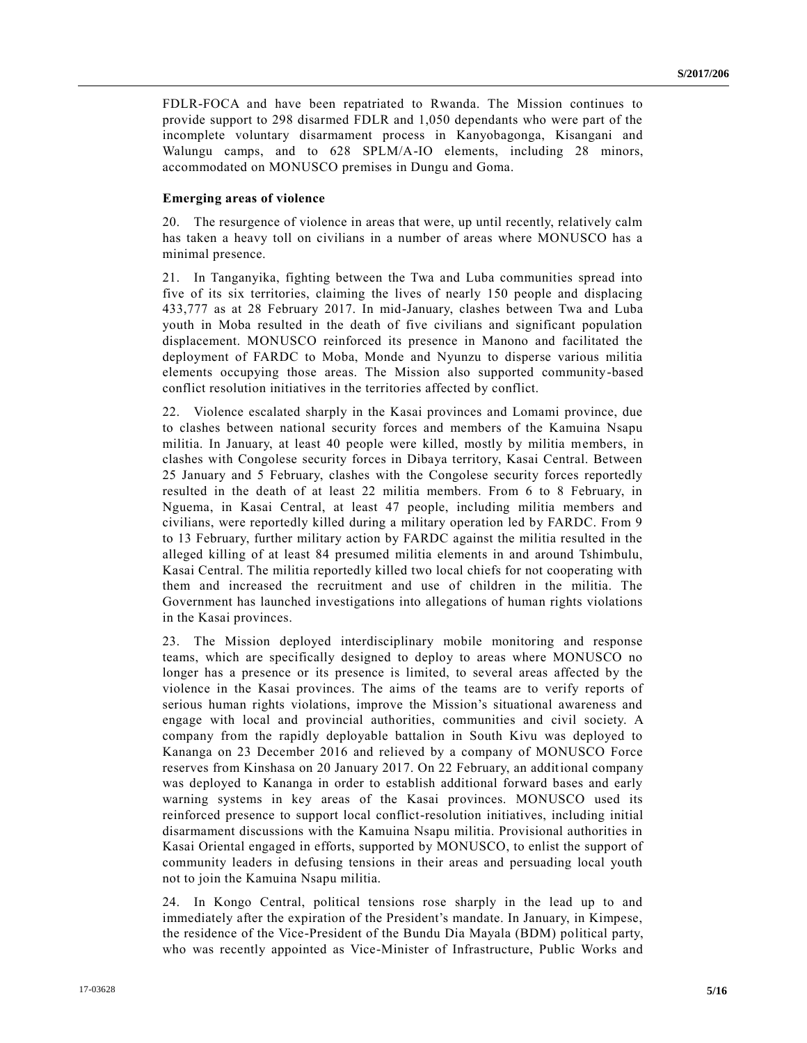FDLR-FOCA and have been repatriated to Rwanda. The Mission continues to provide support to 298 disarmed FDLR and 1,050 dependants who were part of the incomplete voluntary disarmament process in Kanyobagonga, Kisangani and Walungu camps, and to 628 SPLM/A-IO elements, including 28 minors, accommodated on MONUSCO premises in Dungu and Goma.

**Emerging areas of violence**

20. The resurgence of violence in areas that were, up until recently, relatively calm has taken a heavy toll on civilians in a number of areas where MONUSCO has a minimal presence.

21. In Tanganyika, fighting between the Twa and Luba communities spread into five of its six territories, claiming the lives of nearly 150 people and displacing 433,777 as at 28 February 2017. In mid-January, clashes between Twa and Luba youth in Moba resulted in the death of five civilians and significant population displacement. MONUSCO reinforced its presence in Manono and facilitated the deployment of FARDC to Moba, Monde and Nyunzu to disperse various militia elements occupying those areas. The Mission also supported community-based conflict resolution initiatives in the territories affected by conflict.

22. Violence escalated sharply in the Kasai provinces and Lomami province, due to clashes between national security forces and members of the Kamuina Nsapu militia. In January, at least 40 people were killed, mostly by militia members, in clashes with Congolese security forces in Dibaya territory, Kasai Central. Between 25 January and 5 February, clashes with the Congolese security forces reportedly resulted in the death of at least 22 militia members. From 6 to 8 February, in Nguema, in Kasai Central, at least 47 people, including militia members and civilians, were reportedly killed during a military operation led by FARDC. From 9 to 13 February, further military action by FARDC against the militia resulted in the alleged killing of at least 84 presumed militia elements in and around Tshimbulu, Kasai Central. The militia reportedly killed two local chiefs for not cooperating with them and increased the recruitment and use of children in the militia. The Government has launched investigations into allegations of human rights violations in the Kasai provinces.

23. The Mission deployed interdisciplinary mobile monitoring and response teams, which are specifically designed to deploy to areas where MONUSCO no longer has a presence or its presence is limited, to several areas affected by the violence in the Kasai provinces. The aims of the teams are to verify reports of serious human rights violations, improve the Mission's situational awareness and engage with local and provincial authorities, communities and civil society. A company from the rapidly deployable battalion in South Kivu was deployed to Kananga on 23 December 2016 and relieved by a company of MONUSCO Force reserves from Kinshasa on 20 January 2017. On 22 February, an additional company was deployed to Kananga in order to establish additional forward bases and early warning systems in key areas of the Kasai provinces. MONUSCO used its reinforced presence to support local conflict-resolution initiatives, including initial disarmament discussions with the Kamuina Nsapu militia. Provisional authorities in Kasai Oriental engaged in efforts, supported by MONUSCO, to enlist the support of community leaders in defusing tensions in their areas and persuading local youth not to join the Kamuina Nsapu militia.

24. In Kongo Central, political tensions rose sharply in the lead up to and immediately after the expiration of the President's mandate. In January, in Kimpese, the residence of the Vice-President of the Bundu Dia Mayala (BDM) political party, who was recently appointed as Vice-Minister of Infrastructure, Public Works and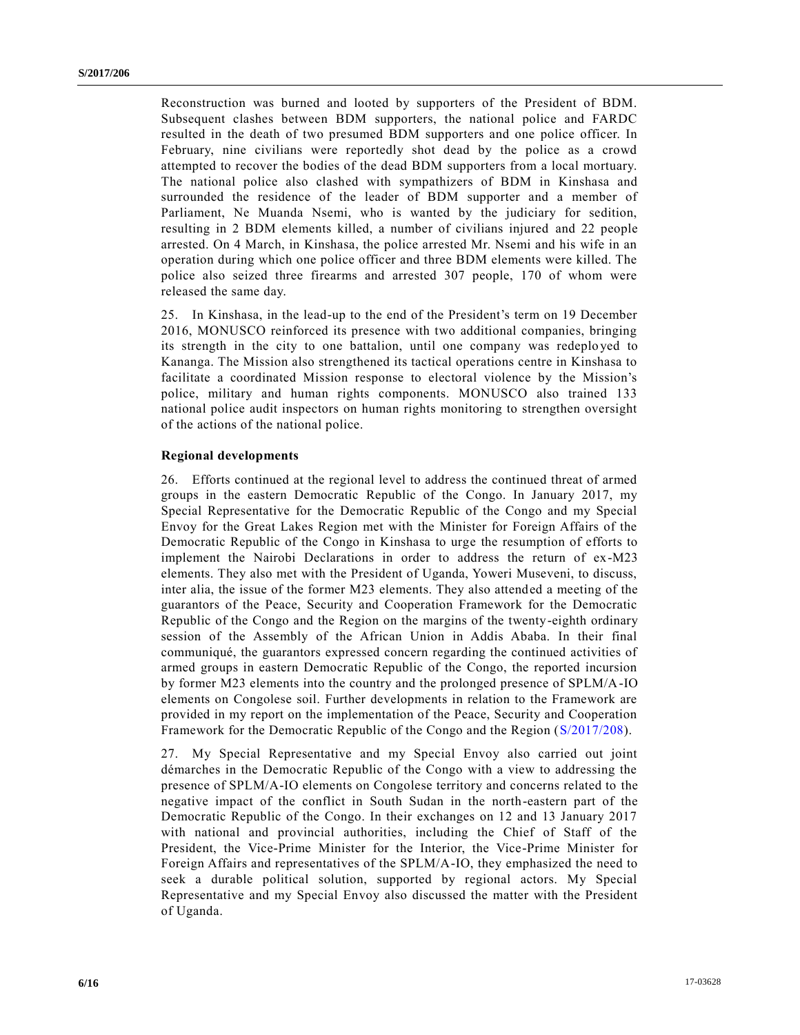Reconstruction was burned and looted by supporters of the President of BDM. Subsequent clashes between BDM supporters, the national police and FARDC resulted in the death of two presumed BDM supporters and one police officer. In February, nine civilians were reportedly shot dead by the police as a crowd attempted to recover the bodies of the dead BDM supporters from a local mortuary. The national police also clashed with sympathizers of BDM in Kinshasa and surrounded the residence of the leader of BDM supporter and a member of Parliament, Ne Muanda Nsemi, who is wanted by the judiciary for sedition, resulting in 2 BDM elements killed, a number of civilians injured and 22 people arrested. On 4 March, in Kinshasa, the police arrested Mr. Nsemi and his wife in an operation during which one police officer and three BDM elements were killed. The police also seized three firearms and arrested 307 people, 170 of whom were released the same day.

25. In Kinshasa, in the lead-up to the end of the President's term on 19 December 2016, MONUSCO reinforced its presence with two additional companies, bringing its strength in the city to one battalion, until one company was redeployed to Kananga. The Mission also strengthened its tactical operations centre in Kinshasa to facilitate a coordinated Mission response to electoral violence by the Mission's police, military and human rights components. MONUSCO also trained 133 national police audit inspectors on human rights monitoring to strengthen oversight of the actions of the national police.

### Regional developments

26. Efforts continued at the regional level to address the continued threat of armed groups in the eastern Democratic Republic of the Congo. In January 2017, my Special Representative for the Democratic Republic of the Congo and my Special Envoy for the Great Lakes Region met with the Minister for Foreign Affairs of the Democratic Republic of the Congo in Kinshasa to urge the resumption of efforts to implement the Nairobi Declarations in order to address the return of ex-M23 elements. They also met with the President of Uganda, Yoweri Museveni, to discuss, inter alia, the issue of the former M23 elements. They also attended a meeting of the guarantors of the Peace, Security and Cooperation Framework for the Democratic Republic of the Congo and the Region on the margins of the twenty-eighth ordinary session of the Assembly of the African Union in Addis Ababa. In their final communiqué, the guarantors expressed concern regarding the continued activities of armed groups in eastern Democratic Republic of the Congo, the reported incursion by former M23 elements into the country and the prolonged presence of SPLM/A-IO elements on Congolese soil. Further developments in relation to the Framework are provided in my report on the implementation of the Peace, Security and Cooperation Framework for the Democratic Republic of the Congo and the Region (S/2017/208).

27. My Special Representative and my Special Envoy also carried out joint démarches in the Democratic Republic of the Congo with a view to addressing the presence of SPLM/A-IO elements on Congolese territory and concerns related to the negative impact of the conflict in South Sudan in the north-eastern part of the Democratic Republic of the Congo. In their exchanges on 12 and 13 January 2017 with national and provincial authorities, including the Chief of Staff of the President, the Vice-Prime Minister for the Interior, the Vice-Prime Minister for Foreign Affairs and representatives of the SPLM/A-IO, they emphasized the need to seek a durable political solution, supported by regional actors. My Special Representative and my Special Envoy also discussed the matter with the President of Uganda.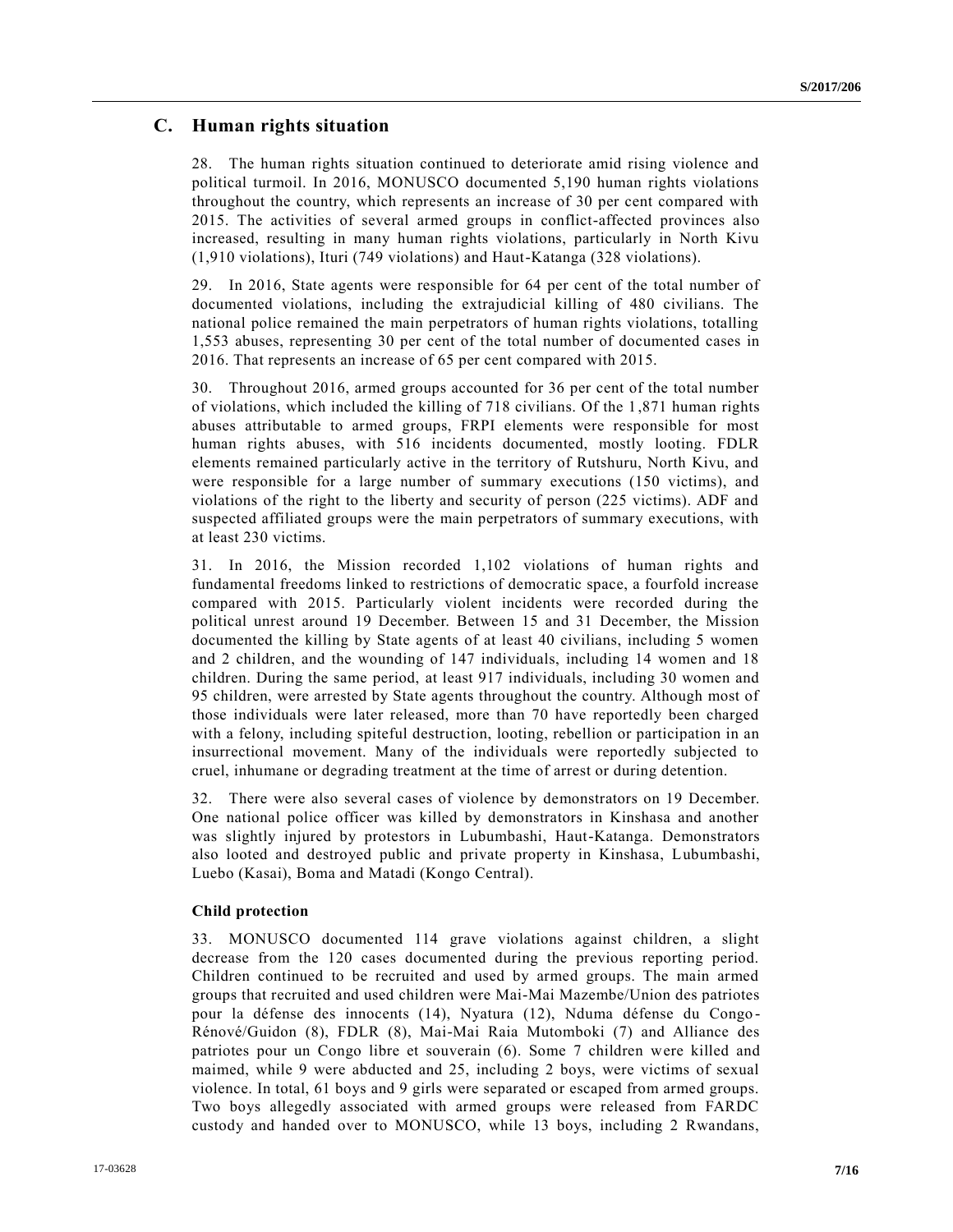## C. Human rights situation

28. The human rights situation continued to deteriorate amid rising violence and political turmoil. In 2016, MONUSCO documented 5,190 human rights violations throughout the country, which represents an increase of 30 per cent compared with 2015. The activities of several armed groups in conflict-affected provinces also increased, resulting in many human rights violations, particularly in North Kivu (1,910 violations), Ituri (749 violations) and Haut-Katanga (328 violations).

29. In 2016, State agents were responsible for 64 per cent of the total number of documented violations, including the extrajudicial killing of 480 civilians. The national police remained the main perpetrators of human rights violations, totalling 1,553 abuses, representing 30 per cent of the total number of documented cases in 2016. That represents an increase of 65 per cent compared with 2015.

30. Throughout 2016, armed groups accounted for 36 per cent of the total number of violations, which included the killing of 718 civilians. Of the 1,871 human rights abuses attributable to armed groups, FRPI elements were responsible for most human rights abuses, with 516 incidents documented, mostly looting. FDLR elements remained particularly active in the territory of Rutshuru, North Kivu, and were responsible for a large number of summary executions (150 victims), and violations of the right to the liberty and security of person (225 victims). ADF and suspected affiliated groups were the main perpetrators of summary executions, with at least 230 victims.

31. In 2016, the Mission recorded 1,102 violations of human rights and fundamental freedoms linked to restrictions of democratic space, a fourfold increase compared with 2015. Particularly violent incidents were recorded during the political unrest around 19 December. Between 15 and 31 December, the Mission documented the killing by State agents of at least 40 civilians, including 5 women and 2 children, and the wounding of 147 individuals, including 14 women and 18 children. During the same period, at least 917 individuals, including 30 women and 95 children, were arrested by State agents throughout the country. Although most of those individuals were later released, more than 70 have reportedly been charged with a felony, including spiteful destruction, looting, rebellion or participation in an insurrectional movement. Many of the individuals were reportedly subjected to cruel, inhumane or degrading treatment at the time of arrest or during detention.

32. There were also several cases of violence by demonstrators on 19 December. One national police officer was killed by demonstrators in Kinshasa and another was slightly injured by protestors in Lubumbashi, Haut-Katanga. Demonstrators also looted and destroyed public and private property in Kinshasa, Lubumbashi, Luebo (Kasai), Boma and Matadi (Kongo Central).

### Child protection

33. MONUSCO documented 114 grave violations against children, a slight decrease from the 120 cases documented during the previous reporting period. Children continued to be recruited and used by armed groups. The main armed groups that recruited and used children were Mai-Mai Mazembe/Union des patriotes pour la défense des innocents (14), Nyatura (12), Nduma défense du Congo-Rénové/Guidon (8), FDLR (8), Mai-Mai Raia Mutomboki (7) and Alliance des patriotes pour un Congo libre et souverain (6). Some 7 children were killed and maimed, while 9 were abducted and 25, including 2 boys, were victims of sexual violence. In total, 61 boys and 9 girls were separated or escaped from armed groups. Two boys allegedly associated with armed groups were released from FARDC custody and handed over to MONUSCO, while 13 boys, including 2 Rwandans,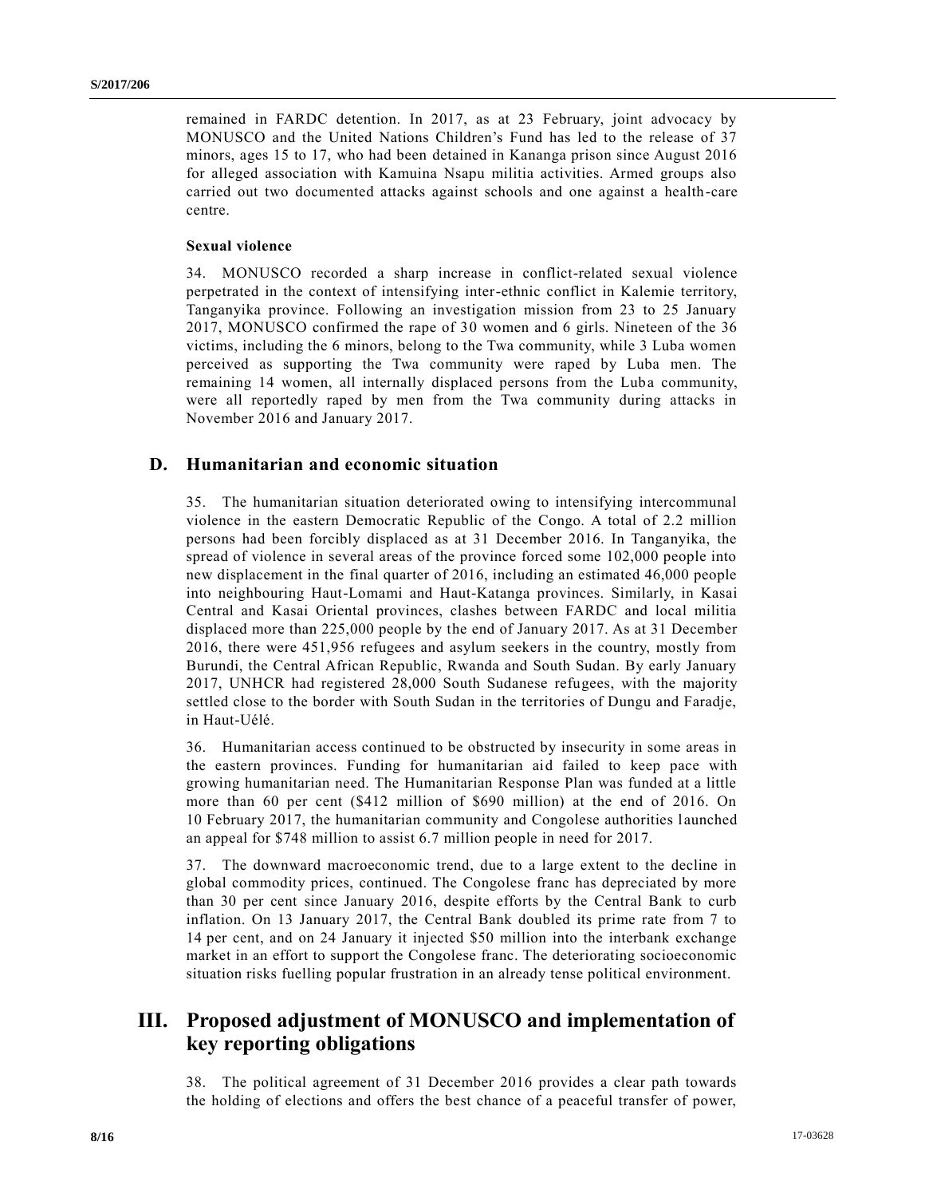remained in FARDC detention. In 2017, as at 23 February, joint advocacy by MONUSCO and the United Nations Children's Fund has led to the release of 37 minors, ages 15 to 17, who had been detained in Kananga prison since August 2016 for alleged association with Kamuina Nsapu militia activities. Armed groups also carried out two documented attacks against schools and one against a health-care centre.

### Sexual violence

34. MONUSCO recorded a sharp increase in conflict-related sexual violence perpetrated in the context of intensifying inter-ethnic conflict in Kalemie territory, Tanganyika province. Following an investigation mission from 23 to 25 January 2017, MONUSCO confirmed the rape of 30 women and 6 girls. Nineteen of the 36 victims, including the 6 minors, belong to the Twa community, while 3 Luba women perceived as supporting the Twa community were raped by Luba men. The remaining 14 women, all internally displaced persons from the Luba community, were all reportedly raped by men from the Twa community during attacks in November 2016 and January 2017.

## D. Humanitarian and economic situation

35. The humanitarian situation deteriorated owing to intensifying intercommunal violence in the eastern Democratic Republic of the Congo. A total of 2.2 million persons had been forcibly displaced as at 31 December 2016. In Tanganyika, the spread of violence in several areas of the province forced some 102,000 people into new displacement in the final quarter of 2016, including an estimated 46,000 people into neighbouring Haut-Lomami and Haut-Katanga provinces. Similarly, in Kasai Central and Kasai Oriental provinces, clashes between FARDC and local militia displaced more than 225,000 people by the end of January 2017. As at 31 December 2016, there were 451,956 refugees and asylum seekers in the country, mostly from Burundi, the Central African Republic, Rwanda and South Sudan. By early January 2017, UNHCR had registered 28,000 South Sudanese refugees, with the majority settled close to the border with South Sudan in the territories of Dungu and Faradje, in Haut-Uélé.

36. Humanitarian access continued to be obstructed by insecurity in some areas in the eastern provinces. Funding for humanitarian aid failed to keep pace with growing humanitarian need. The Humanitarian Response Plan was funded at a little more than 60 per cent ($412 million of $690 million) at the end of 2016. On 10 February 2017, the humanitarian community and Congolese authorities launched an appeal for $748 million to assist 6.7 million people in need for 2017.

37. The downward macroeconomic trend, due to a large extent to the decline in global commodity prices, continued. The Congolese franc has depreciated by more than 30 per cent since January 2016, despite efforts by the Central Bank to curb inflation. On 13 January 2017, the Central Bank doubled its prime rate from 7 to 14 per cent, and on 24 January it injected $50 million into the interbank exchange market in an effort to support the Congolese franc. The deteriorating socioeconomic situation risks fuelling popular frustration in an already tense political environment.

# III. Proposed adjustment of MONUSCO and implementation of key reporting obligations

38. The political agreement of 31 December 2016 provides a clear path towards the holding of elections and offers the best chance of a peaceful transfer of power,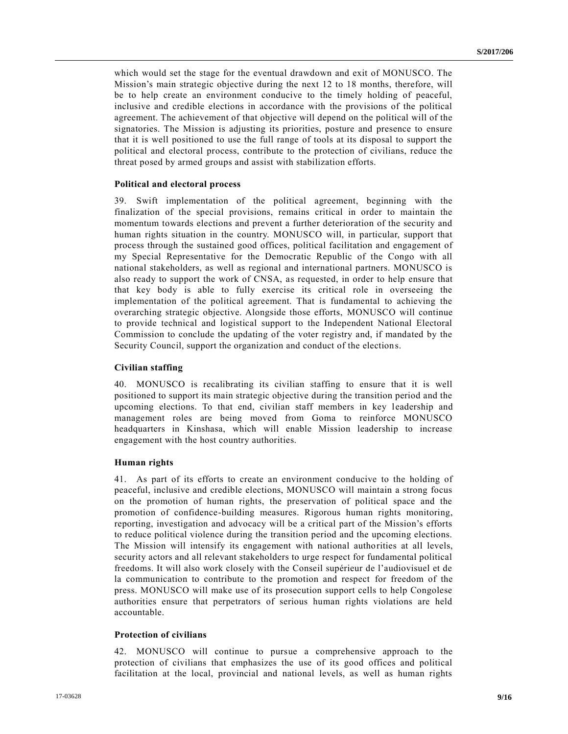which would set the stage for the eventual drawdown and exit of MONUSCO. The Mission's main strategic objective during the next 12 to 18 months, therefore, will be to help create an environment conducive to the timely holding of peaceful, inclusive and credible elections in accordance with the provisions of the political agreement. The achievement of that objective will depend on the political will of the signatories. The Mission is adjusting its priorities, posture and presence to ensure that it is well positioned to use the full range of tools at its disposal to support the political and electoral process, contribute to the protection of civilians, reduce the threat posed by armed groups and assist with stabilization efforts.

**Political and electoral process**

39. Swift implementation of the political agreement, beginning with the finalization of the special provisions, remains critical in order to maintain the momentum towards elections and prevent a further deterioration of the security and human rights situation in the country. MONUSCO will, in particular, support that process through the sustained good offices, political facilitation and engagement of my Special Representative for the Democratic Republic of the Congo with all national stakeholders, as well as regional and international partners. MONUSCO is also ready to support the work of CNSA, as requested, in order to help ensure that that key body is able to fully exercise its critical role in overseeing the implementation of the political agreement. That is fundamental to achieving the overarching strategic objective. Alongside those efforts, MONUSCO will continue to provide technical and logistical support to the Independent National Electoral Commission to conclude the updating of the voter registry and, if mandated by the Security Council, support the organization and conduct of the elections.

**Civilian staffing**

40. MONUSCO is recalibrating its civilian staffing to ensure that it is well positioned to support its main strategic objective during the transition period and the upcoming elections. To that end, civilian staff members in key leadership and management roles are being moved from Goma to reinforce MONUSCO headquarters in Kinshasa, which will enable Mission leadership to increase engagement with the host country authorities.

**Human rights**

41. As part of its efforts to create an environment conducive to the holding of peaceful, inclusive and credible elections, MONUSCO will maintain a strong focus on the promotion of human rights, the preservation of political space and the promotion of confidence-building measures. Rigorous human rights monitoring, reporting, investigation and advocacy will be a critical part of the Mission's efforts to reduce political violence during the transition period and the upcoming elections. The Mission will intensify its engagement with national authorities at all levels, security actors and all relevant stakeholders to urge respect for fundamental political freedoms. It will also work closely with the Conseil supérieur de l'audiovisuel et de la communication to contribute to the promotion and respect for freedom of the press. MONUSCO will make use of its prosecution support cells to help Congolese authorities ensure that perpetrators of serious human rights violations are held accountable.

**Protection of civilians**

42. MONUSCO will continue to pursue a comprehensive approach to the protection of civilians that emphasizes the use of its good offices and political facilitation at the local, provincial and national levels, as well as human rights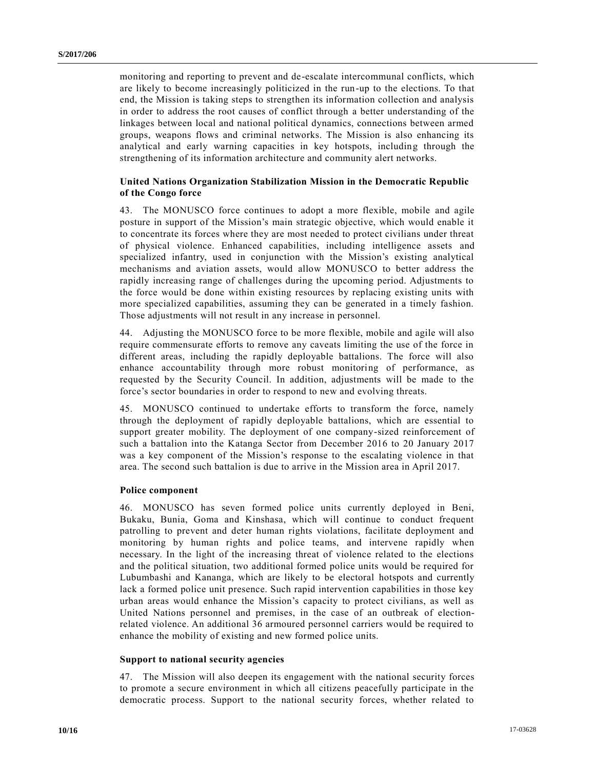monitoring and reporting to prevent and de-escalate intercommunal conflicts, which are likely to become increasingly politicized in the run-up to the elections. To that end, the Mission is taking steps to strengthen its information collection and analysis in order to address the root causes of conflict through a better understanding of the linkages between local and national political dynamics, connections between armed groups, weapons flows and criminal networks. The Mission is also enhancing its analytical and early warning capacities in key hotspots, including through the strengthening of its information architecture and community alert networks.

### United Nations Organization Stabilization Mission in the Democratic Republic of the Congo force

43. The MONUSCO force continues to adopt a more flexible, mobile and agile posture in support of the Mission's main strategic objective, which would enable it to concentrate its forces where they are most needed to protect civilians under threat of physical violence. Enhanced capabilities, including intelligence assets and specialized infantry, used in conjunction with the Mission's existing analytical mechanisms and aviation assets, would allow MONUSCO to better address the rapidly increasing range of challenges during the upcoming period. Adjustments to the force would be done within existing resources by replacing existing units with more specialized capabilities, assuming they can be generated in a timely fashion. Those adjustments will not result in any increase in personnel.

44. Adjusting the MONUSCO force to be more flexible, mobile and agile will also require commensurate efforts to remove any caveats limiting the use of the force in different areas, including the rapidly deployable battalions. The force will also enhance accountability through more robust monitoring of performance, as requested by the Security Council. In addition, adjustments will be made to the force's sector boundaries in order to respond to new and evolving threats.

45. MONUSCO continued to undertake efforts to transform the force, namely through the deployment of rapidly deployable battalions, which are essential to support greater mobility. The deployment of one company-sized reinforcement of such a battalion into the Katanga Sector from December 2016 to 20 January 2017 was a key component of the Mission's response to the escalating violence in that area. The second such battalion is due to arrive in the Mission area in April 2017.

### Police component

46. MONUSCO has seven formed police units currently deployed in Beni, Bukaku, Bunia, Goma and Kinshasa, which will continue to conduct frequent patrolling to prevent and deter human rights violations, facilitate deployment and monitoring by human rights and police teams, and intervene rapidly when necessary. In the light of the increasing threat of violence related to the elections and the political situation, two additional formed police units would be required for Lubumbashi and Kananga, which are likely to be electoral hotspots and currently lack a formed police unit presence. Such rapid intervention capabilities in those key urban areas would enhance the Mission's capacity to protect civilians, as well as United Nations personnel and premises, in the case of an outbreak of election-related violence. An additional 36 armoured personnel carriers would be required to enhance the mobility of existing and new formed police units.

### Support to national security agencies

47. The Mission will also deepen its engagement with the national security forces to promote a secure environment in which all citizens peacefully participate in the democratic process. Support to the national security forces, whether related to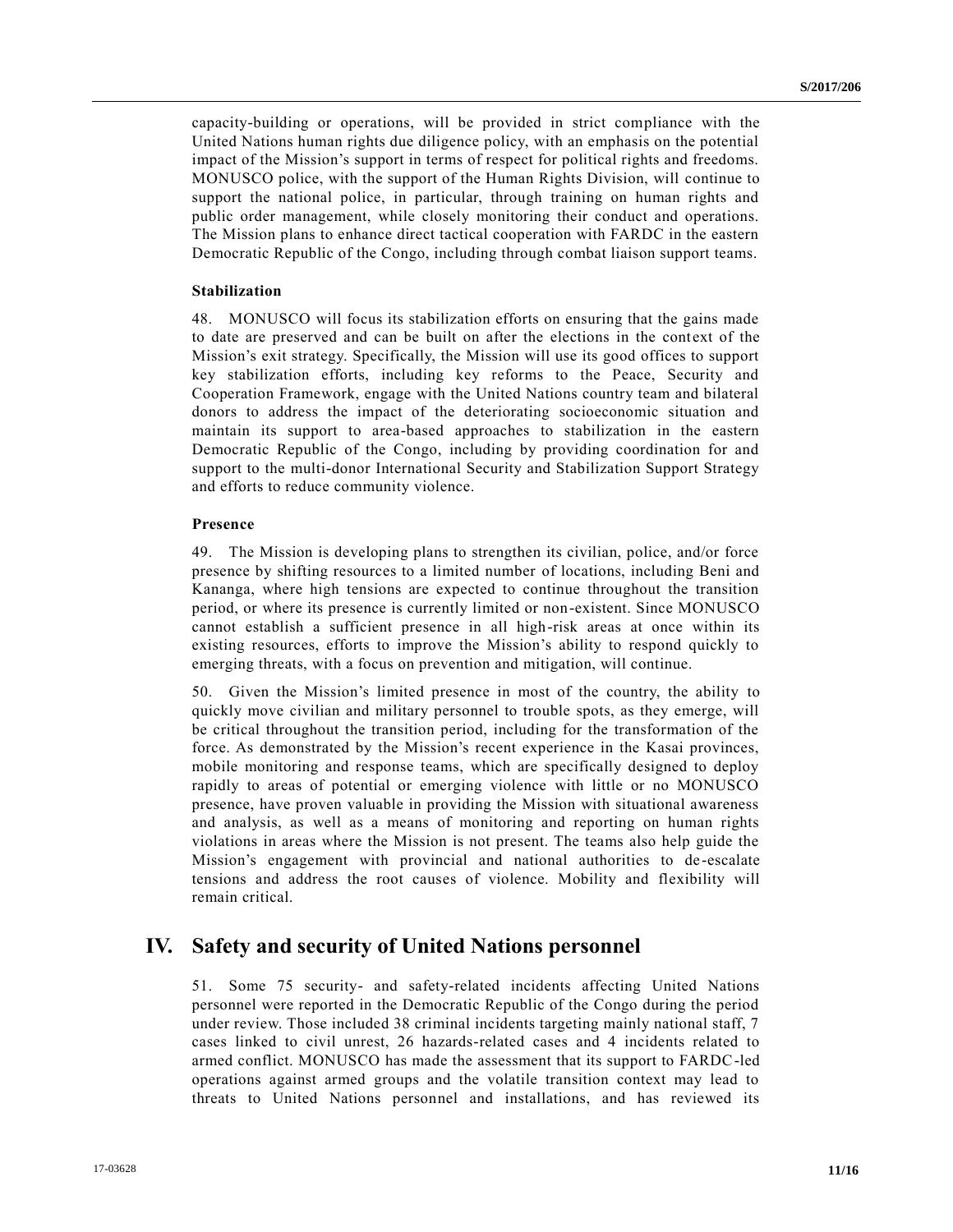capacity-building or operations, will be provided in strict compliance with the United Nations human rights due diligence policy, with an emphasis on the potential impact of the Mission's support in terms of respect for political rights and freedoms. MONUSCO police, with the support of the Human Rights Division, will continue to support the national police, in particular, through training on human rights and public order management, while closely monitoring their conduct and operations. The Mission plans to enhance direct tactical cooperation with FARDC in the eastern Democratic Republic of the Congo, including through combat liaison support teams.

### Stabilization

48. MONUSCO will focus its stabilization efforts on ensuring that the gains made to date are preserved and can be built on after the elections in the context of the Mission's exit strategy. Specifically, the Mission will use its good offices to support key stabilization efforts, including key reforms to the Peace, Security and Cooperation Framework, engage with the United Nations country team and bilateral donors to address the impact of the deteriorating socioeconomic situation and maintain its support to area-based approaches to stabilization in the eastern Democratic Republic of the Congo, including by providing coordination for and support to the multi-donor International Security and Stabilization Support Strategy and efforts to reduce community violence.

### Presence

49. The Mission is developing plans to strengthen its civilian, police, and/or force presence by shifting resources to a limited number of locations, including Beni and Kananga, where high tensions are expected to continue throughout the transition period, or where its presence is currently limited or non-existent. Since MONUSCO cannot establish a sufficient presence in all high-risk areas at once within its existing resources, efforts to improve the Mission's ability to respond quickly to emerging threats, with a focus on prevention and mitigation, will continue.

50. Given the Mission's limited presence in most of the country, the ability to quickly move civilian and military personnel to trouble spots, as they emerge, will be critical throughout the transition period, including for the transformation of the force. As demonstrated by the Mission's recent experience in the Kasai provinces, mobile monitoring and response teams, which are specifically designed to deploy rapidly to areas of potential or emerging violence with little or no MONUSCO presence, have proven valuable in providing the Mission with situational awareness and analysis, as well as a means of monitoring and reporting on human rights violations in areas where the Mission is not present. The teams also help guide the Mission's engagement with provincial and national authorities to de-escalate tensions and address the root causes of violence. Mobility and flexibility will remain critical.

## IV. Safety and security of United Nations personnel

51. Some 75 security- and safety-related incidents affecting United Nations personnel were reported in the Democratic Republic of the Congo during the period under review. Those included 38 criminal incidents targeting mainly national staff, 7 cases linked to civil unrest, 26 hazards-related cases and 4 incidents related to armed conflict. MONUSCO has made the assessment that its support to FARDC-led operations against armed groups and the volatile transition context may lead to threats to United Nations personnel and installations, and has reviewed its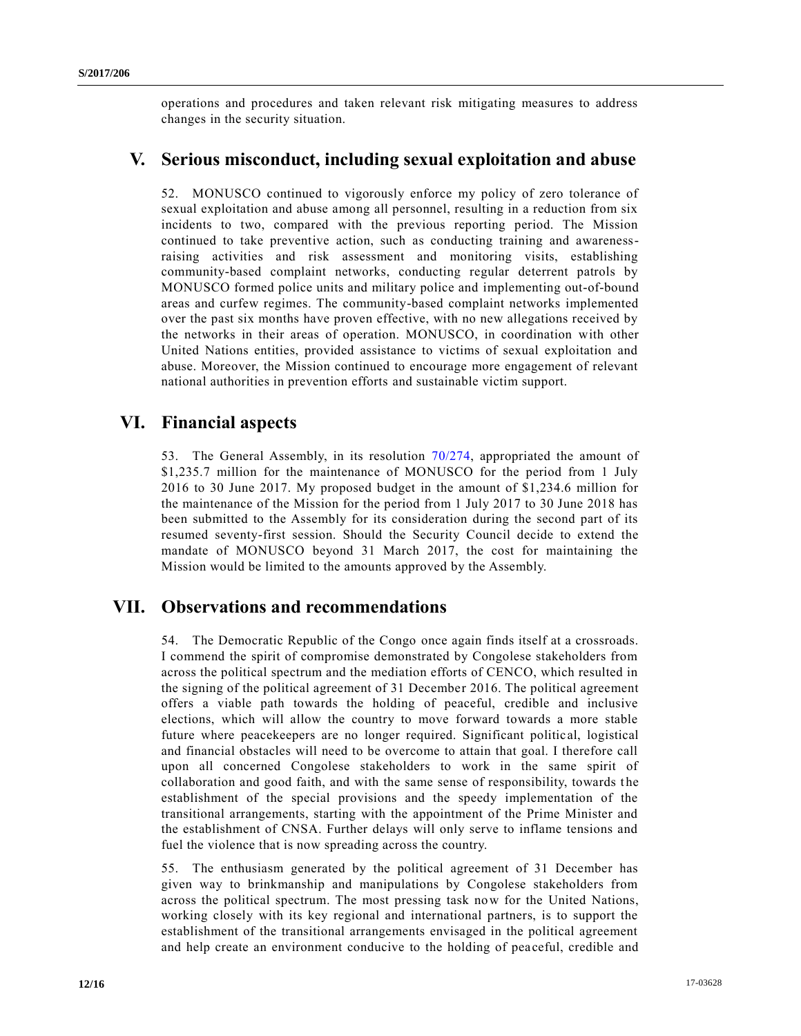operations and procedures and taken relevant risk mitigating measures to address changes in the security situation.

## V. Serious misconduct, including sexual exploitation and abuse

52. MONUSCO continued to vigorously enforce my policy of zero tolerance of sexual exploitation and abuse among all personnel, resulting in a reduction from six incidents to two, compared with the previous reporting period. The Mission continued to take preventive action, such as conducting training and awareness-raising activities and risk assessment and monitoring visits, establishing community-based complaint networks, conducting regular deterrent patrols by MONUSCO formed police units and military police and implementing out-of-bound areas and curfew regimes. The community-based complaint networks implemented over the past six months have proven effective, with no new allegations received by the networks in their areas of operation. MONUSCO, in coordination with other United Nations entities, provided assistance to victims of sexual exploitation and abuse. Moreover, the Mission continued to encourage more engagement of relevant national authorities in prevention efforts and sustainable victim support.

## VI. Financial aspects

53. The General Assembly, in its resolution 70/274, appropriated the amount of $1,235.7 million for the maintenance of MONUSCO for the period from 1 July 2016 to 30 June 2017. My proposed budget in the amount of $1,234.6 million for the maintenance of the Mission for the period from 1 July 2017 to 30 June 2018 has been submitted to the Assembly for its consideration during the second part of its resumed seventy-first session. Should the Security Council decide to extend the mandate of MONUSCO beyond 31 March 2017, the cost for maintaining the Mission would be limited to the amounts approved by the Assembly.

## VII. Observations and recommendations

54. The Democratic Republic of the Congo once again finds itself at a crossroads. I commend the spirit of compromise demonstrated by Congolese stakeholders from across the political spectrum and the mediation efforts of CENCO, which resulted in the signing of the political agreement of 31 December 2016. The political agreement offers a viable path towards the holding of peaceful, credible and inclusive elections, which will allow the country to move forward towards a more stable future where peacekeepers are no longer required. Significant political, logistical and financial obstacles will need to be overcome to attain that goal. I therefore call upon all concerned Congolese stakeholders to work in the same spirit of collaboration and good faith, and with the same sense of responsibility, towards the establishment of the special provisions and the speedy implementation of the transitional arrangements, starting with the appointment of the Prime Minister and the establishment of CNSA. Further delays will only serve to inflame tensions and fuel the violence that is now spreading across the country.

55. The enthusiasm generated by the political agreement of 31 December has given way to brinkmanship and manipulations by Congolese stakeholders from across the political spectrum. The most pressing task now for the United Nations, working closely with its key regional and international partners, is to support the establishment of the transitional arrangements envisaged in the political agreement and help create an environment conducive to the holding of peaceful, credible and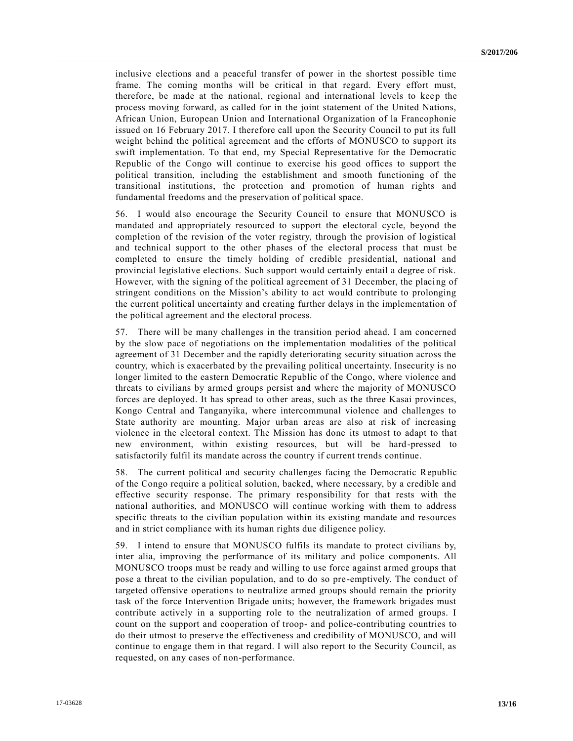inclusive elections and a peaceful transfer of power in the shortest possible time frame. The coming months will be critical in that regard. Every effort must, therefore, be made at the national, regional and international levels to keep the process moving forward, as called for in the joint statement of the United Nations, African Union, European Union and International Organization of la Francophonie issued on 16 February 2017. I therefore call upon the Security Council to put its full weight behind the political agreement and the efforts of MONUSCO to support its swift implementation. To that end, my Special Representative for the Democratic Republic of the Congo will continue to exercise his good offices to support the political transition, including the establishment and smooth functioning of the transitional institutions, the protection and promotion of human rights and fundamental freedoms and the preservation of political space.

56. I would also encourage the Security Council to ensure that MONUSCO is mandated and appropriately resourced to support the electoral cycle, beyond the completion of the revision of the voter registry, through the provision of logistical and technical support to the other phases of the electoral process that must be completed to ensure the timely holding of credible presidential, national and provincial legislative elections. Such support would certainly entail a degree of risk. However, with the signing of the political agreement of 31 December, the placing of stringent conditions on the Mission's ability to act would contribute to prolonging the current political uncertainty and creating further delays in the implementation of the political agreement and the electoral process.

57. There will be many challenges in the transition period ahead. I am concerned by the slow pace of negotiations on the implementation modalities of the political agreement of 31 December and the rapidly deteriorating security situation across the country, which is exacerbated by the prevailing political uncertainty. Insecurity is no longer limited to the eastern Democratic Republic of the Congo, where violence and threats to civilians by armed groups persist and where the majority of MONUSCO forces are deployed. It has spread to other areas, such as the three Kasai provinces, Kongo Central and Tanganyika, where intercommunal violence and challenges to State authority are mounting. Major urban areas are also at risk of increasing violence in the electoral context. The Mission has done its utmost to adapt to that new environment, within existing resources, but will be hard-pressed to satisfactorily fulfil its mandate across the country if current trends continue.

58. The current political and security challenges facing the Democratic Republic of the Congo require a political solution, backed, where necessary, by a credible and effective security response. The primary responsibility for that rests with the national authorities, and MONUSCO will continue working with them to address specific threats to the civilian population within its existing mandate and resources and in strict compliance with its human rights due diligence policy.

59. I intend to ensure that MONUSCO fulfils its mandate to protect civilians by, inter alia, improving the performance of its military and police components. All MONUSCO troops must be ready and willing to use force against armed groups that pose a threat to the civilian population, and to do so pre-emptively. The conduct of targeted offensive operations to neutralize armed groups should remain the priority task of the force Intervention Brigade units; however, the framework brigades must contribute actively in a supporting role to the neutralization of armed groups. I count on the support and cooperation of troop- and police-contributing countries to do their utmost to preserve the effectiveness and credibility of MONUSCO, and will continue to engage them in that regard. I will also report to the Security Council, as requested, on any cases of non-performance.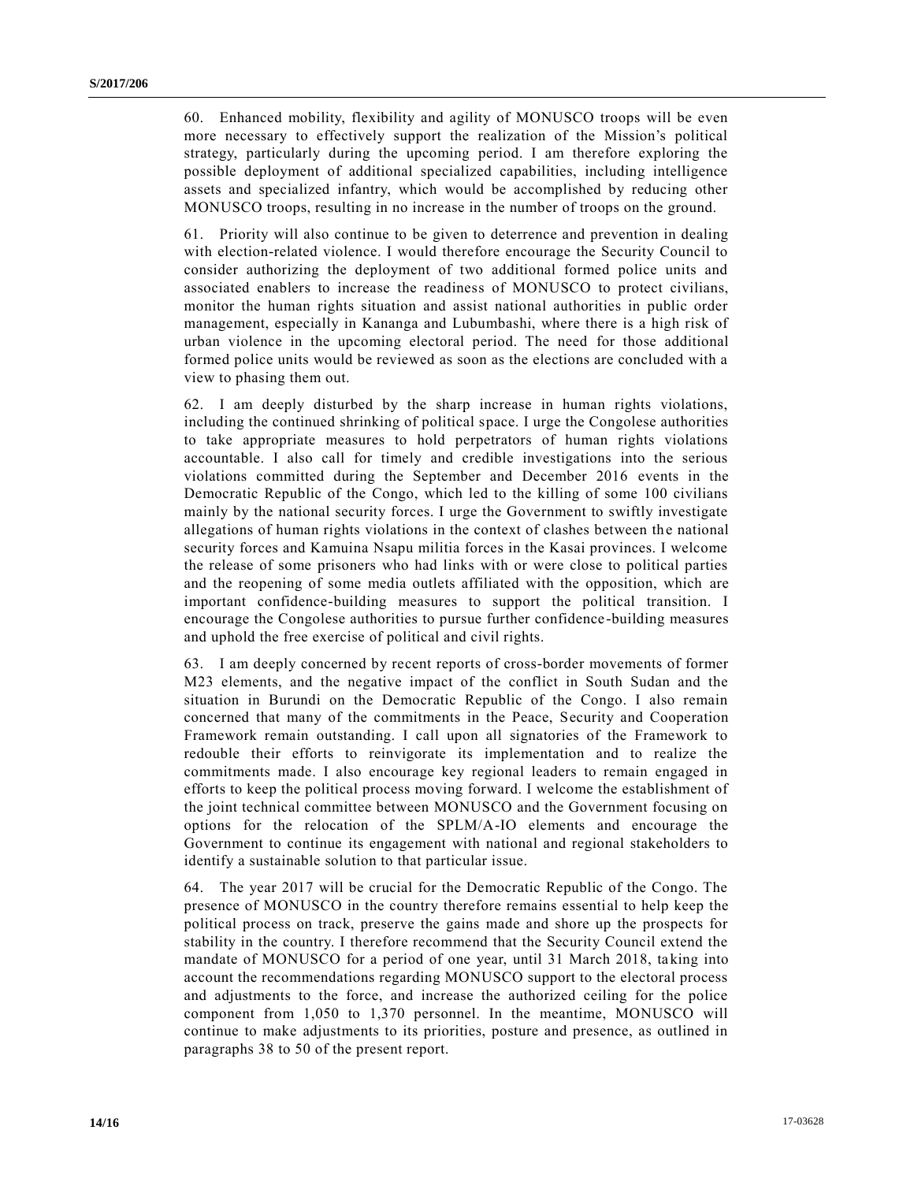60. Enhanced mobility, flexibility and agility of MONUSCO troops will be even more necessary to effectively support the realization of the Mission's political strategy, particularly during the upcoming period. I am therefore exploring the possible deployment of additional specialized capabilities, including intelligence assets and specialized infantry, which would be accomplished by reducing other MONUSCO troops, resulting in no increase in the number of troops on the ground.

61. Priority will also continue to be given to deterrence and prevention in dealing with election-related violence. I would therefore encourage the Security Council to consider authorizing the deployment of two additional formed police units and associated enablers to increase the readiness of MONUSCO to protect civilians, monitor the human rights situation and assist national authorities in public order management, especially in Kananga and Lubumbashi, where there is a high risk of urban violence in the upcoming electoral period. The need for those additional formed police units would be reviewed as soon as the elections are concluded with a view to phasing them out.

62. I am deeply disturbed by the sharp increase in human rights violations, including the continued shrinking of political space. I urge the Congolese authorities to take appropriate measures to hold perpetrators of human rights violations accountable. I also call for timely and credible investigations into the serious violations committed during the September and December 2016 events in the Democratic Republic of the Congo, which led to the killing of some 100 civilians mainly by the national security forces. I urge the Government to swiftly investigate allegations of human rights violations in the context of clashes between the national security forces and Kamuina Nsapu militia forces in the Kasai provinces. I welcome the release of some prisoners who had links with or were close to political parties and the reopening of some media outlets affiliated with the opposition, which are important confidence-building measures to support the political transition. I encourage the Congolese authorities to pursue further confidence-building measures and uphold the free exercise of political and civil rights.

63. I am deeply concerned by recent reports of cross-border movements of former M23 elements, and the negative impact of the conflict in South Sudan and the situation in Burundi on the Democratic Republic of the Congo. I also remain concerned that many of the commitments in the Peace, Security and Cooperation Framework remain outstanding. I call upon all signatories of the Framework to redouble their efforts to reinvigorate its implementation and to realize the commitments made. I also encourage key regional leaders to remain engaged in efforts to keep the political process moving forward. I welcome the establishment of the joint technical committee between MONUSCO and the Government focusing on options for the relocation of the SPLM/A-IO elements and encourage the Government to continue its engagement with national and regional stakeholders to identify a sustainable solution to that particular issue.

64. The year 2017 will be crucial for the Democratic Republic of the Congo. The presence of MONUSCO in the country therefore remains essential to help keep the political process on track, preserve the gains made and shore up the prospects for stability in the country. I therefore recommend that the Security Council extend the mandate of MONUSCO for a period of one year, until 31 March 2018, taking into account the recommendations regarding MONUSCO support to the electoral process and adjustments to the force, and increase the authorized ceiling for the police component from 1,050 to 1,370 personnel. In the meantime, MONUSCO will continue to make adjustments to its priorities, posture and presence, as outlined in paragraphs 38 to 50 of the present report.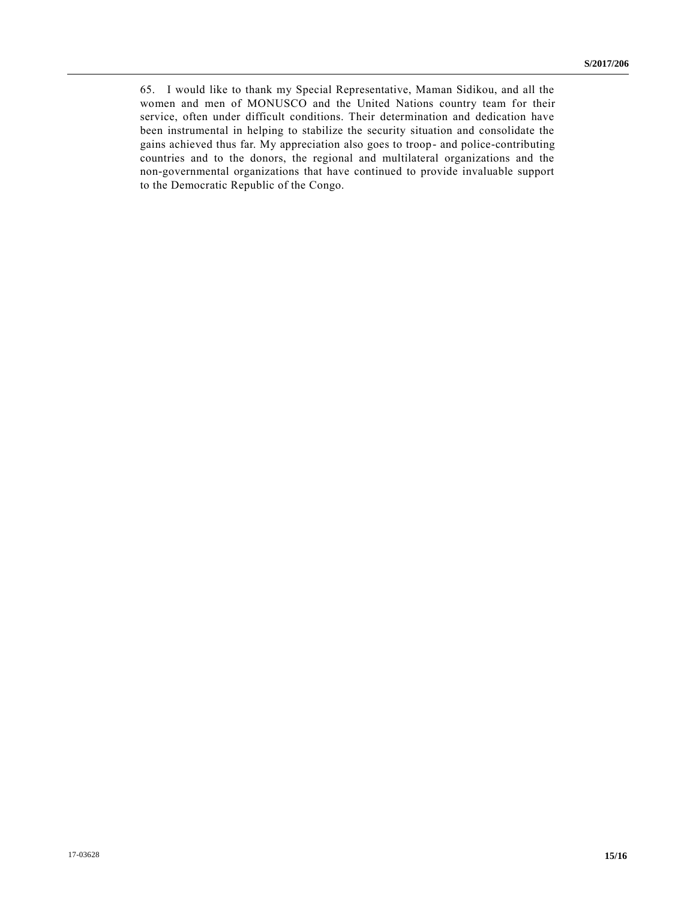65. I would like to thank my Special Representative, Maman Sidikou, and all the women and men of MONUSCO and the United Nations country team for their service, often under difficult conditions. Their determination and dedication have been instrumental in helping to stabilize the security situation and consolidate the gains achieved thus far. My appreciation also goes to troop- and police-contributing countries and to the donors, the regional and multilateral organizations and the non-governmental organizations that have continued to provide invaluable support to the Democratic Republic of the Congo.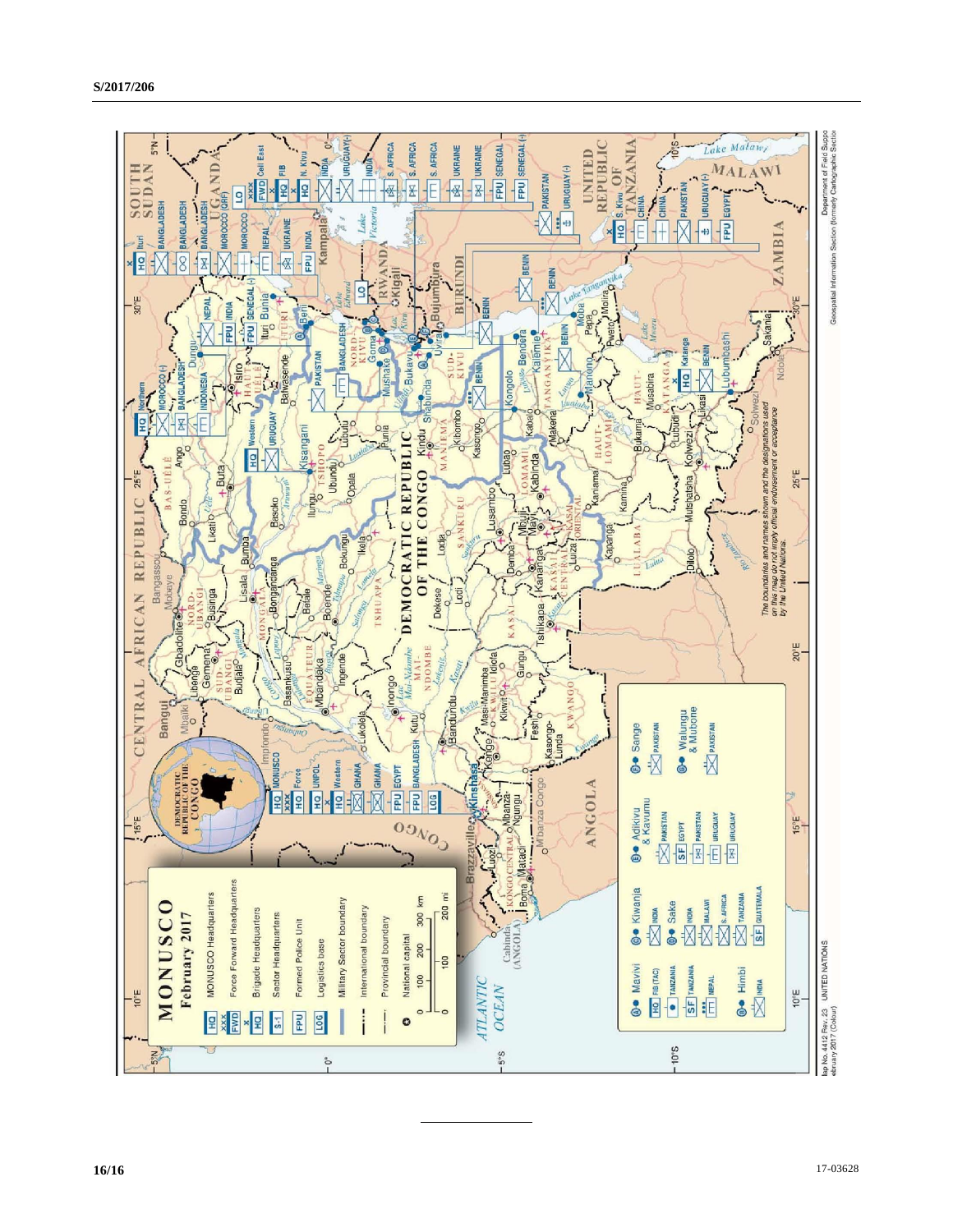MONUSCO

February 2017

HQ MONUSCO Headquarters

XXX FWD Force Forward Headquarters

X HQ Brigade Headquarters

S-1 Sector Headquarters

FPU Formed Police Unit

LOG Logistics base

Military Sector boundary

International boundary

Provincial boundary

National capital

0 100 200 300 km

0 100 200 mi

Mavivi: HQ FIB (TAC), TANZANIA, SF TANZANIA, NEPAL

Himbi: INDIA

Kiwanja: INDIA

Sake: INDIA, MALAWI, S. AFRICA, TANZANIA, SF GUATEMALA

Adikivu & Kavumu: PAKISTAN, SF EGYPT, PAKISTAN, URUGUAY, URUGUAY

Sange: PAKISTAN

Walungu & Mubone: PAKISTAN

The boundaries and names shown and the designations used on this map do not imply official endorsement or acceptance by the United Nations.

Map No. 4412 Rev. 23 UNITED NATIONS
February 2017 (Colour)

Department of Field Support
Geospatial Information Section (formerly Cartographic Section)